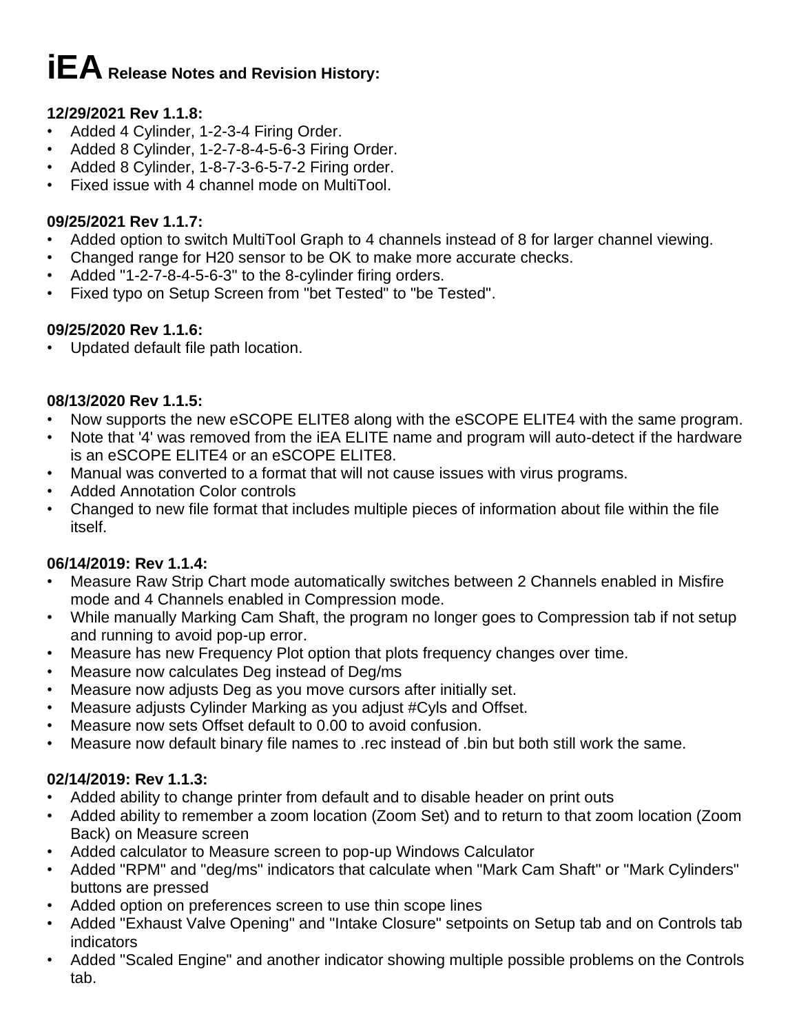# iEA Release Notes and Revision History:

**12/29/2021 Rev 1.1.8:**

- Added 4 Cylinder, 1-2-3-4 Firing Order.
- Added 8 Cylinder, 1-2-7-8-4-5-6-3 Firing Order.
- Added 8 Cylinder, 1-8-7-3-6-5-7-2 Firing order.
- Fixed issue with 4 channel mode on MultiTool.

**09/25/2021 Rev 1.1.7:**

- Added option to switch MultiTool Graph to 4 channels instead of 8 for larger channel viewing.
- Changed range for H20 sensor to be OK to make more accurate checks.
- Added "1-2-7-8-4-5-6-3" to the 8-cylinder firing orders.
- Fixed typo on Setup Screen from "bet Tested" to "be Tested".

**09/25/2020 Rev 1.1.6:**

- Updated default file path location.

**08/13/2020 Rev 1.1.5:**

- Now supports the new eSCOPE ELITE8 along with the eSCOPE ELITE4 with the same program.
- Note that '4' was removed from the iEA ELITE name and program will auto-detect if the hardware is an eSCOPE ELITE4 or an eSCOPE ELITE8.
- Manual was converted to a format that will not cause issues with virus programs.
- Added Annotation Color controls
- Changed to new file format that includes multiple pieces of information about file within the file itself.

**06/14/2019: Rev 1.1.4:**

- Measure Raw Strip Chart mode automatically switches between 2 Channels enabled in Misfire mode and 4 Channels enabled in Compression mode.
- While manually Marking Cam Shaft, the program no longer goes to Compression tab if not setup and running to avoid pop-up error.
- Measure has new Frequency Plot option that plots frequency changes over time.
- Measure now calculates Deg instead of Deg/ms
- Measure now adjusts Deg as you move cursors after initially set.
- Measure adjusts Cylinder Marking as you adjust #Cyls and Offset.
- Measure now sets Offset default to 0.00 to avoid confusion.
- Measure now default binary file names to .rec instead of .bin but both still work the same.

**02/14/2019: Rev 1.1.3:**

- Added ability to change printer from default and to disable header on print outs
- Added ability to remember a zoom location (Zoom Set) and to return to that zoom location (Zoom Back) on Measure screen
- Added calculator to Measure screen to pop-up Windows Calculator
- Added "RPM" and "deg/ms" indicators that calculate when "Mark Cam Shaft" or "Mark Cylinders" buttons are pressed
- Added option on preferences screen to use thin scope lines
- Added "Exhaust Valve Opening" and "Intake Closure" setpoints on Setup tab and on Controls tab indicators
- Added "Scaled Engine" and another indicator showing multiple possible problems on the Controls tab.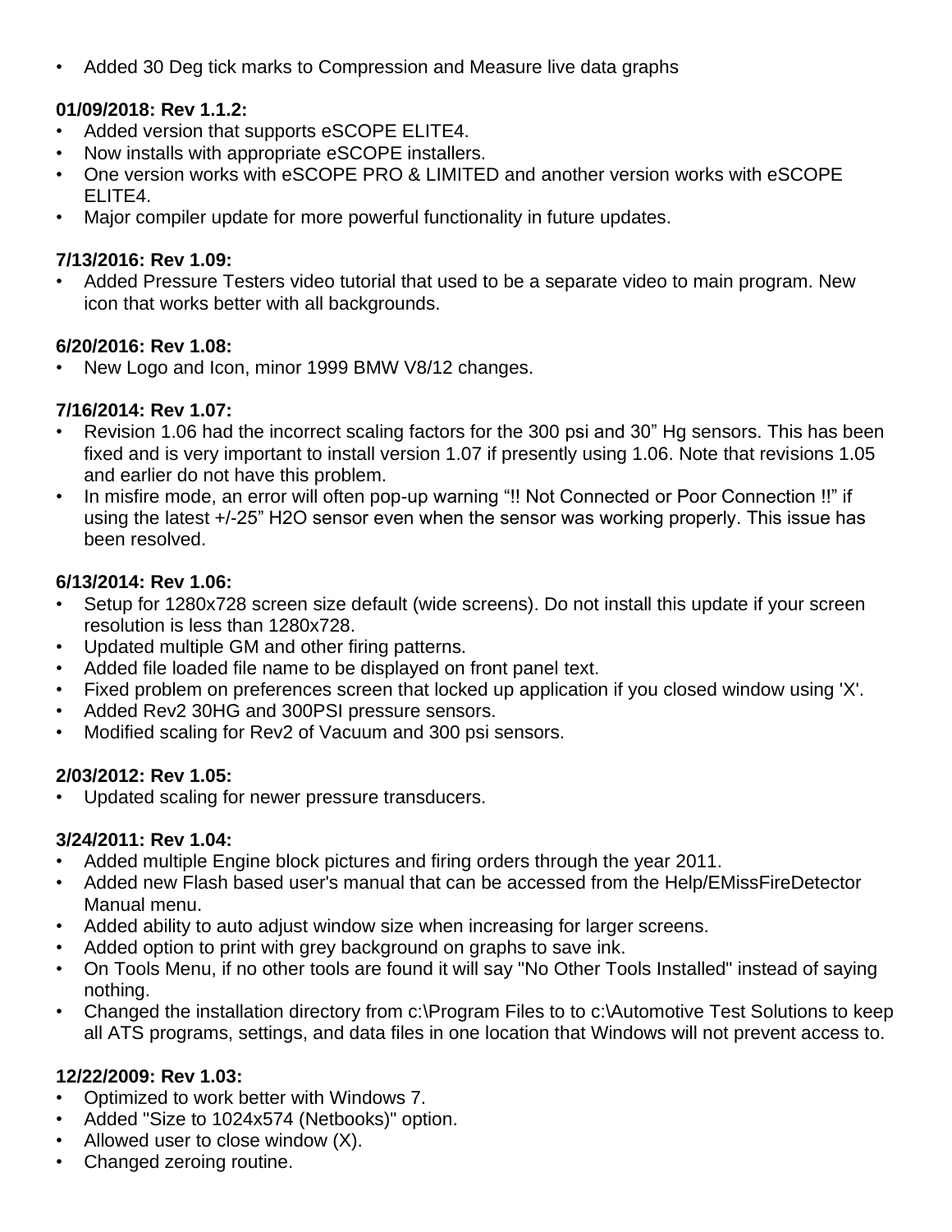- Added 30 Deg tick marks to Compression and Measure live data graphs

**01/09/2018: Rev 1.1.2:**

- Added version that supports eSCOPE ELITE4.
- Now installs with appropriate eSCOPE installers.
- One version works with eSCOPE PRO & LIMITED and another version works with eSCOPE ELITE4.
- Major compiler update for more powerful functionality in future updates.

**7/13/2016: Rev 1.09:**

- Added Pressure Testers video tutorial that used to be a separate video to main program. New icon that works better with all backgrounds.

**6/20/2016: Rev 1.08:**

- New Logo and Icon, minor 1999 BMW V8/12 changes.

**7/16/2014: Rev 1.07:**

- Revision 1.06 had the incorrect scaling factors for the 300 psi and 30” Hg sensors. This has been fixed and is very important to install version 1.07 if presently using 1.06. Note that revisions 1.05 and earlier do not have this problem.
- In misfire mode, an error will often pop-up warning “!! Not Connected or Poor Connection !!” if using the latest +/-25” H2O sensor even when the sensor was working properly. This issue has been resolved.

**6/13/2014: Rev 1.06:**

- Setup for 1280x728 screen size default (wide screens). Do not install this update if your screen resolution is less than 1280x728.
- Updated multiple GM and other firing patterns.
- Added file loaded file name to be displayed on front panel text.
- Fixed problem on preferences screen that locked up application if you closed window using 'X'.
- Added Rev2 30HG and 300PSI pressure sensors.
- Modified scaling for Rev2 of Vacuum and 300 psi sensors.

**2/03/2012: Rev 1.05:**

- Updated scaling for newer pressure transducers.

**3/24/2011: Rev 1.04:**

- Added multiple Engine block pictures and firing orders through the year 2011.
- Added new Flash based user's manual that can be accessed from the Help/EMissFireDetector Manual menu.
- Added ability to auto adjust window size when increasing for larger screens.
- Added option to print with grey background on graphs to save ink.
- On Tools Menu, if no other tools are found it will say "No Other Tools Installed" instead of saying nothing.
- Changed the installation directory from c:\Program Files to to c:\Automotive Test Solutions to keep all ATS programs, settings, and data files in one location that Windows will not prevent access to.

**12/22/2009: Rev 1.03:**

- Optimized to work better with Windows 7.
- Added "Size to 1024x574 (Netbooks)" option.
- Allowed user to close window (X).
- Changed zeroing routine.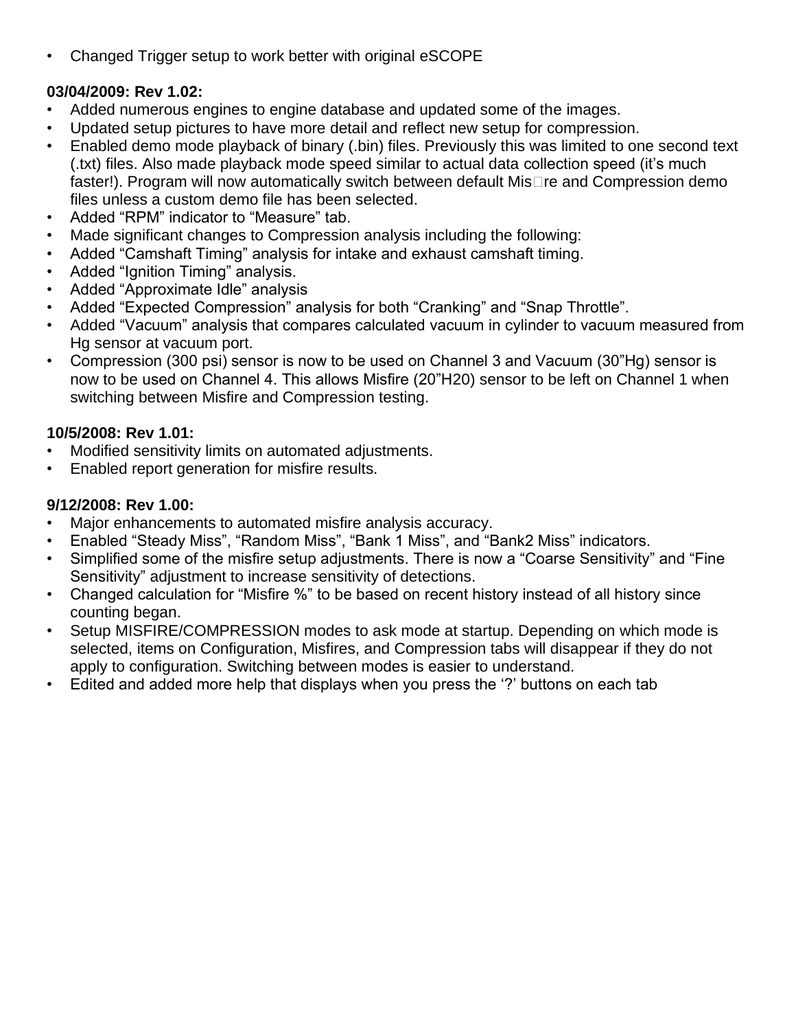- Changed Trigger setup to work better with original eSCOPE

**03/04/2009: Rev 1.02:**

- Added numerous engines to engine database and updated some of the images.
- Updated setup pictures to have more detail and reflect new setup for compression.
- Enabled demo mode playback of binary (.bin) files. Previously this was limited to one second text (.txt) files. Also made playback mode speed similar to actual data collection speed (it's much faster!). Program will now automatically switch between default Misfire and Compression demo files unless a custom demo file has been selected.
- Added "RPM" indicator to "Measure" tab.
- Made significant changes to Compression analysis including the following:
- Added "Camshaft Timing" analysis for intake and exhaust camshaft timing.
- Added "Ignition Timing" analysis.
- Added "Approximate Idle" analysis
- Added "Expected Compression" analysis for both "Cranking" and "Snap Throttle".
- Added "Vacuum" analysis that compares calculated vacuum in cylinder to vacuum measured from Hg sensor at vacuum port.
- Compression (300 psi) sensor is now to be used on Channel 3 and Vacuum (30"Hg) sensor is now to be used on Channel 4. This allows Misfire (20"H20) sensor to be left on Channel 1 when switching between Misfire and Compression testing.

**10/5/2008: Rev 1.01:**

- Modified sensitivity limits on automated adjustments.
- Enabled report generation for misfire results.

**9/12/2008: Rev 1.00:**

- Major enhancements to automated misfire analysis accuracy.
- Enabled "Steady Miss", "Random Miss", "Bank 1 Miss", and "Bank2 Miss" indicators.
- Simplified some of the misfire setup adjustments. There is now a "Coarse Sensitivity" and "Fine Sensitivity" adjustment to increase sensitivity of detections.
- Changed calculation for "Misfire %" to be based on recent history instead of all history since counting began.
- Setup MISFIRE/COMPRESSION modes to ask mode at startup. Depending on which mode is selected, items on Configuration, Misfires, and Compression tabs will disappear if they do not apply to configuration. Switching between modes is easier to understand.
- Edited and added more help that displays when you press the '?' buttons on each tab